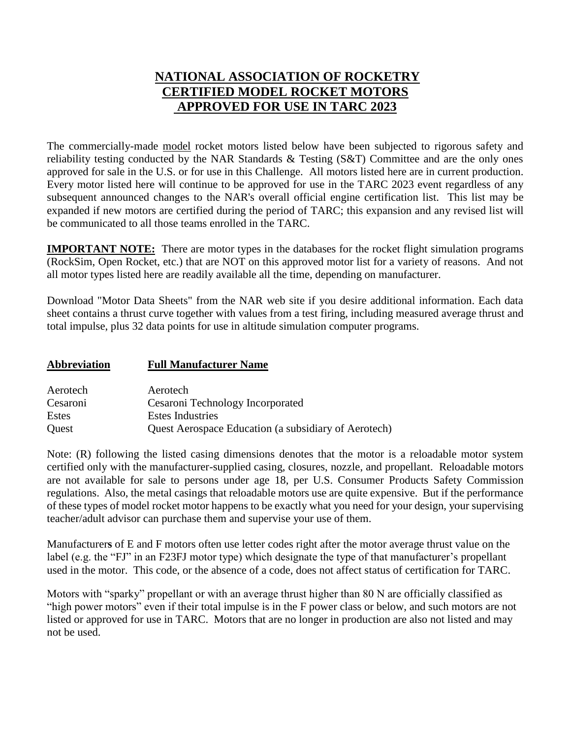# NATIONAL ASSOCIATION OF ROCKETRY CERTIFIED MODEL ROCKET MOTORS APPROVED FOR USE IN TARC 2023

The commercially-made model rocket motors listed below have been subjected to rigorous safety and reliability testing conducted by the NAR Standards & Testing (S&T) Committee and are the only ones approved for sale in the U.S. or for use in this Challenge. All motors listed here are in current production. Every motor listed here will continue to be approved for use in the TARC 2023 event regardless of any subsequent announced changes to the NAR's overall official engine certification list. This list may be expanded if new motors are certified during the period of TARC; this expansion and any revised list will be communicated to all those teams enrolled in the TARC.

**IMPORTANT NOTE:** There are motor types in the databases for the rocket flight simulation programs (RockSim, Open Rocket, etc.) that are NOT on this approved motor list for a variety of reasons. And not all motor types listed here are readily available all the time, depending on manufacturer.

Download "Motor Data Sheets" from the NAR web site if you desire additional information. Each data sheet contains a thrust curve together with values from a test firing, including measured average thrust and total impulse, plus 32 data points for use in altitude simulation computer programs.

| Abbreviation | Full Manufacturer Name |
| --- | --- |
| Aerotech | Aerotech |
| Cesaroni | Cesaroni Technology Incorporated |
| Estes | Estes Industries |
| Quest | Quest Aerospace Education (a subsidiary of Aerotech) |

Note: (R) following the listed casing dimensions denotes that the motor is a reloadable motor system certified only with the manufacturer-supplied casing, closures, nozzle, and propellant. Reloadable motors are not available for sale to persons under age 18, per U.S. Consumer Products Safety Commission regulations. Also, the metal casings that reloadable motors use are quite expensive. But if the performance of these types of model rocket motor happens to be exactly what you need for your design, your supervising teacher/adult advisor can purchase them and supervise your use of them.

Manufacturers of E and F motors often use letter codes right after the motor average thrust value on the label (e.g. the "FJ" in an F23FJ motor type) which designate the type of that manufacturer's propellant used in the motor. This code, or the absence of a code, does not affect status of certification for TARC.

Motors with "sparky" propellant or with an average thrust higher than 80 N are officially classified as "high power motors" even if their total impulse is in the F power class or below, and such motors are not listed or approved for use in TARC. Motors that are no longer in production are also not listed and may not be used.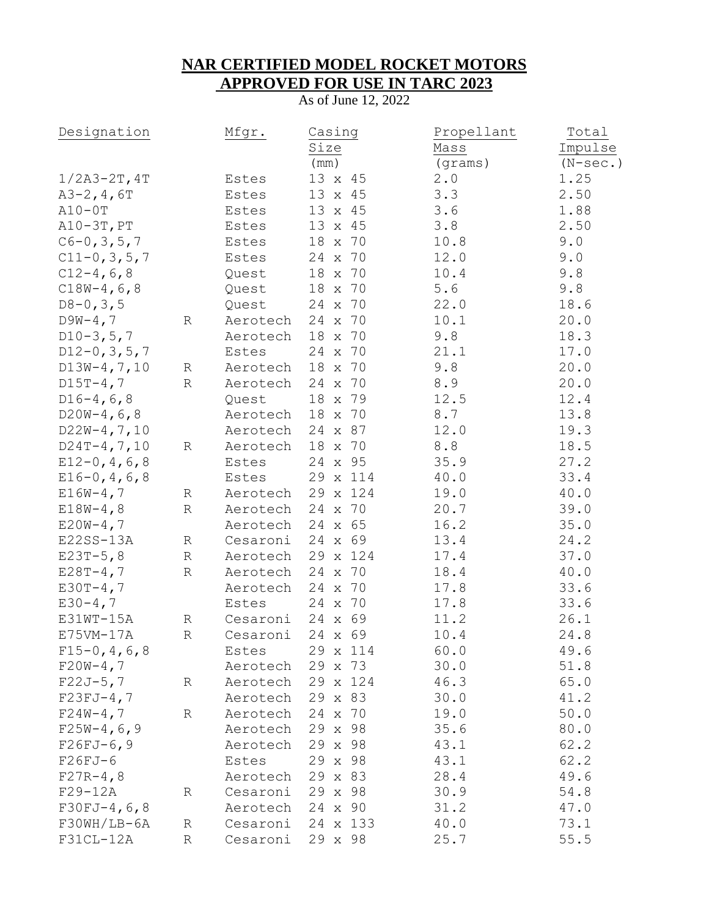# NAR CERTIFIED MODEL ROCKET MOTORS APPROVED FOR USE IN TARC 2023

As of June 12, 2022

| Designation | | Mfgr. | Casing Size (mm) | Propellant Mass (grams) | Total Impulse (N-sec.) |
|---|---|---|---|---|---|
| 1/2A3-2T,4T | | Estes | 13 x 45 | 2.0 | 1.25 |
| A3-2,4,6T | | Estes | 13 x 45 | 3.3 | 2.50 |
| A10-0T | | Estes | 13 x 45 | 3.6 | 1.88 |
| A10-3T,PT | | Estes | 13 x 45 | 3.8 | 2.50 |
| C6-0,3,5,7 | | Estes | 18 x 70 | 10.8 | 9.0 |
| C11-0,3,5,7 | | Estes | 24 x 70 | 12.0 | 9.0 |
| C12-4,6,8 | | Quest | 18 x 70 | 10.4 | 9.8 |
| C18W-4,6,8 | | Quest | 18 x 70 | 5.6 | 9.8 |
| D8-0,3,5 | | Quest | 24 x 70 | 22.0 | 18.6 |
| D9W-4,7 | R | Aerotech | 24 x 70 | 10.1 | 20.0 |
| D10-3,5,7 | | Aerotech | 18 x 70 | 9.8 | 18.3 |
| D12-0,3,5,7 | | Estes | 24 x 70 | 21.1 | 17.0 |
| D13W-4,7,10 | R | Aerotech | 18 x 70 | 9.8 | 20.0 |
| D15T-4,7 | R | Aerotech | 24 x 70 | 8.9 | 20.0 |
| D16-4,6,8 | | Quest | 18 x 79 | 12.5 | 12.4 |
| D20W-4,6,8 | | Aerotech | 18 x 70 | 8.7 | 13.8 |
| D22W-4,7,10 | | Aerotech | 24 x 87 | 12.0 | 19.3 |
| D24T-4,7,10 | R | Aerotech | 18 x 70 | 8.8 | 18.5 |
| E12-0,4,6,8 | | Estes | 24 x 95 | 35.9 | 27.2 |
| E16-0,4,6,8 | | Estes | 29 x 114 | 40.0 | 33.4 |
| E16W-4,7 | R | Aerotech | 29 x 124 | 19.0 | 40.0 |
| E18W-4,8 | R | Aerotech | 24 x 70 | 20.7 | 39.0 |
| E20W-4,7 | | Aerotech | 24 x 65 | 16.2 | 35.0 |
| E22SS-13A | R | Cesaroni | 24 x 69 | 13.4 | 24.2 |
| E23T-5,8 | R | Aerotech | 29 x 124 | 17.4 | 37.0 |
| E28T-4,7 | R | Aerotech | 24 x 70 | 18.4 | 40.0 |
| E30T-4,7 | | Aerotech | 24 x 70 | 17.8 | 33.6 |
| E30-4,7 | | Estes | 24 x 70 | 17.8 | 33.6 |
| E31WT-15A | R | Cesaroni | 24 x 69 | 11.2 | 26.1 |
| E75VM-17A | R | Cesaroni | 24 x 69 | 10.4 | 24.8 |
| F15-0,4,6,8 | | Estes | 29 x 114 | 60.0 | 49.6 |
| F20W-4,7 | | Aerotech | 29 x 73 | 30.0 | 51.8 |
| F22J-5,7 | R | Aerotech | 29 x 124 | 46.3 | 65.0 |
| F23FJ-4,7 | | Aerotech | 29 x 83 | 30.0 | 41.2 |
| F24W-4,7 | R | Aerotech | 24 x 70 | 19.0 | 50.0 |
| F25W-4,6,9 | | Aerotech | 29 x 98 | 35.6 | 80.0 |
| F26FJ-6,9 | | Aerotech | 29 x 98 | 43.1 | 62.2 |
| F26FJ-6 | | Estes | 29 x 98 | 43.1 | 62.2 |
| F27R-4,8 | | Aerotech | 29 x 83 | 28.4 | 49.6 |
| F29-12A | R | Cesaroni | 29 x 98 | 30.9 | 54.8 |
| F30FJ-4,6,8 | | Aerotech | 24 x 90 | 31.2 | 47.0 |
| F30WH/LB-6A | R | Cesaroni | 24 x 133 | 40.0 | 73.1 |
| F31CL-12A | R | Cesaroni | 29 x 98 | 25.7 | 55.5 |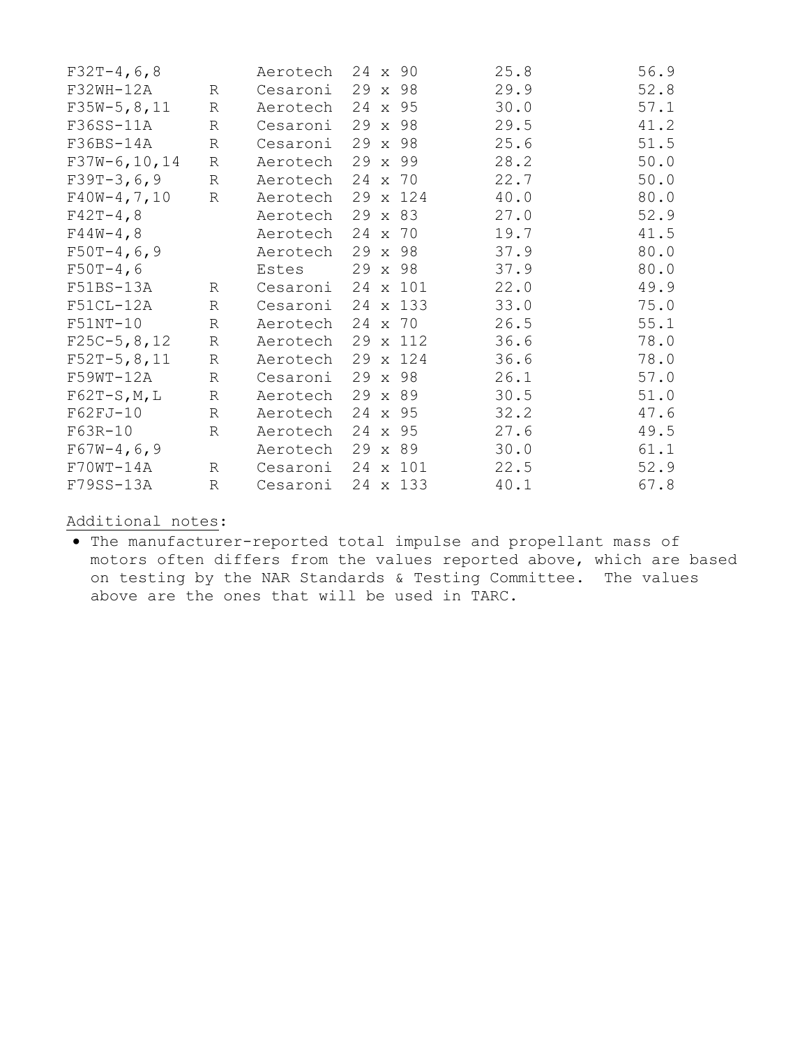| | | | | | |
|---|---|---|---|---|---|
| F32T-4,6,8 | | Aerotech | 24 x 90 | 25.8 | 56.9 |
| F32WH-12A | R | Cesaroni | 29 x 98 | 29.9 | 52.8 |
| F35W-5,8,11 | R | Aerotech | 24 x 95 | 30.0 | 57.1 |
| F36SS-11A | R | Cesaroni | 29 x 98 | 29.5 | 41.2 |
| F36BS-14A | R | Cesaroni | 29 x 98 | 25.6 | 51.5 |
| F37W-6,10,14 | R | Aerotech | 29 x 99 | 28.2 | 50.0 |
| F39T-3,6,9 | R | Aerotech | 24 x 70 | 22.7 | 50.0 |
| F40W-4,7,10 | R | Aerotech | 29 x 124 | 40.0 | 80.0 |
| F42T-4,8 | | Aerotech | 29 x 83 | 27.0 | 52.9 |
| F44W-4,8 | | Aerotech | 24 x 70 | 19.7 | 41.5 |
| F50T-4,6,9 | | Aerotech | 29 x 98 | 37.9 | 80.0 |
| F50T-4,6 | | Estes | 29 x 98 | 37.9 | 80.0 |
| F51BS-13A | R | Cesaroni | 24 x 101 | 22.0 | 49.9 |
| F51CL-12A | R | Cesaroni | 24 x 133 | 33.0 | 75.0 |
| F51NT-10 | R | Aerotech | 24 x 70 | 26.5 | 55.1 |
| F25C-5,8,12 | R | Aerotech | 29 x 112 | 36.6 | 78.0 |
| F52T-5,8,11 | R | Aerotech | 29 x 124 | 36.6 | 78.0 |
| F59WT-12A | R | Cesaroni | 29 x 98 | 26.1 | 57.0 |
| F62T-S,M,L | R | Aerotech | 29 x 89 | 30.5 | 51.0 |
| F62FJ-10 | R | Aerotech | 24 x 95 | 32.2 | 47.6 |
| F63R-10 | R | Aerotech | 24 x 95 | 27.6 | 49.5 |
| F67W-4,6,9 | | Aerotech | 29 x 89 | 30.0 | 61.1 |
| F70WT-14A | R | Cesaroni | 24 x 101 | 22.5 | 52.9 |
| F79SS-13A | R | Cesaroni | 24 x 133 | 40.1 | 67.8 |

Additional notes:

- The manufacturer-reported total impulse and propellant mass of motors often differs from the values reported above, which are based on testing by the NAR Standards & Testing Committee. The values above are the ones that will be used in TARC.